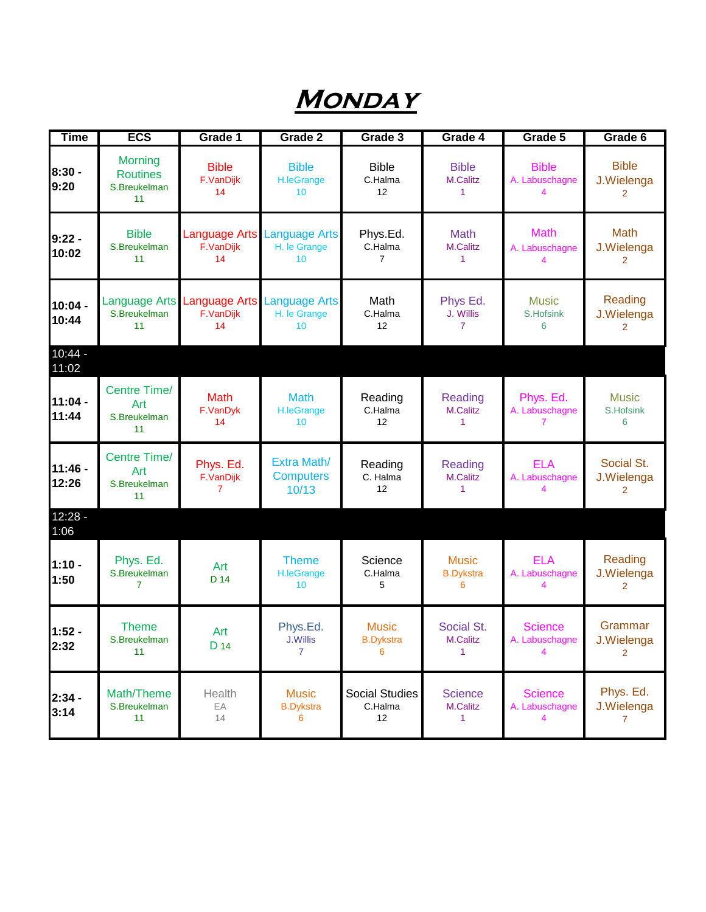# MONDAY

| Time | ECS | Grade 1 | Grade 2 | Grade 3 | Grade 4 | Grade 5 | Grade 6 |
|---|---|---|---|---|---|---|---|
| 8:30 - 9:20 | Morning Routines S.Breukelman 11 | Bible F.VanDijk 14 | Bible H.leGrange 10 | Bible C.Halma 12 | Bible M.Calitz 1 | Bible A. Labuschagne 4 | Bible J.Wielenga 2 |
| 9:22 - 10:02 | Bible S.Breukelman 11 | Language Arts F.VanDijk 14 | Language Arts H. le Grange 10 | Phys.Ed. C.Halma 7 | Math M.Calitz 1 | Math A. Labuschagne 4 | Math J.Wielenga 2 |
| 10:04 - 10:44 | Language Arts S.Breukelman 11 | Language Arts F.VanDijk 14 | Language Arts H. le Grange 10 | Math C.Halma 12 | Phys Ed. J. Willis 7 | Music S.Hofsink 6 | Reading J.Wielenga 2 |
| 10:44 - 11:02 | | | | | | | |
| 11:04 - 11:44 | Centre Time/ Art S.Breukelman 11 | Math F.VanDyk 14 | Math H.leGrange 10 | Reading C.Halma 12 | Reading M.Calitz 1 | Phys. Ed. A. Labuschagne 7 | Music S.Hofsink 6 |
| 11:46 - 12:26 | Centre Time/ Art S.Breukelman 11 | Phys. Ed. F.VanDijk 7 | Extra Math/ Computers 10/13 | Reading C. Halma 12 | Reading M.Calitz 1 | ELA A. Labuschagne 4 | Social St. J.Wielenga 2 |
| 12:28 - 1:06 | | | | | | | |
| 1:10 - 1:50 | Phys. Ed. S.Breukelman 7 | Art D 14 | Theme H.leGrange 10 | Science C.Halma 5 | Music B.Dykstra 6 | ELA A. Labuschagne 4 | Reading J.Wielenga 2 |
| 1:52 - 2:32 | Theme S.Breukelman 11 | Art D 14 | Phys.Ed. J.Willis 7 | Music B.Dykstra 6 | Social St. M.Calitz 1 | Science A. Labuschagne 4 | Grammar J.Wielenga 2 |
| 2:34 - 3:14 | Math/Theme S.Breukelman 11 | Health EA 14 | Music B.Dykstra 6 | Social Studies C.Halma 12 | Science M.Calitz 1 | Science A. Labuschagne 4 | Phys. Ed. J.Wielenga 7 |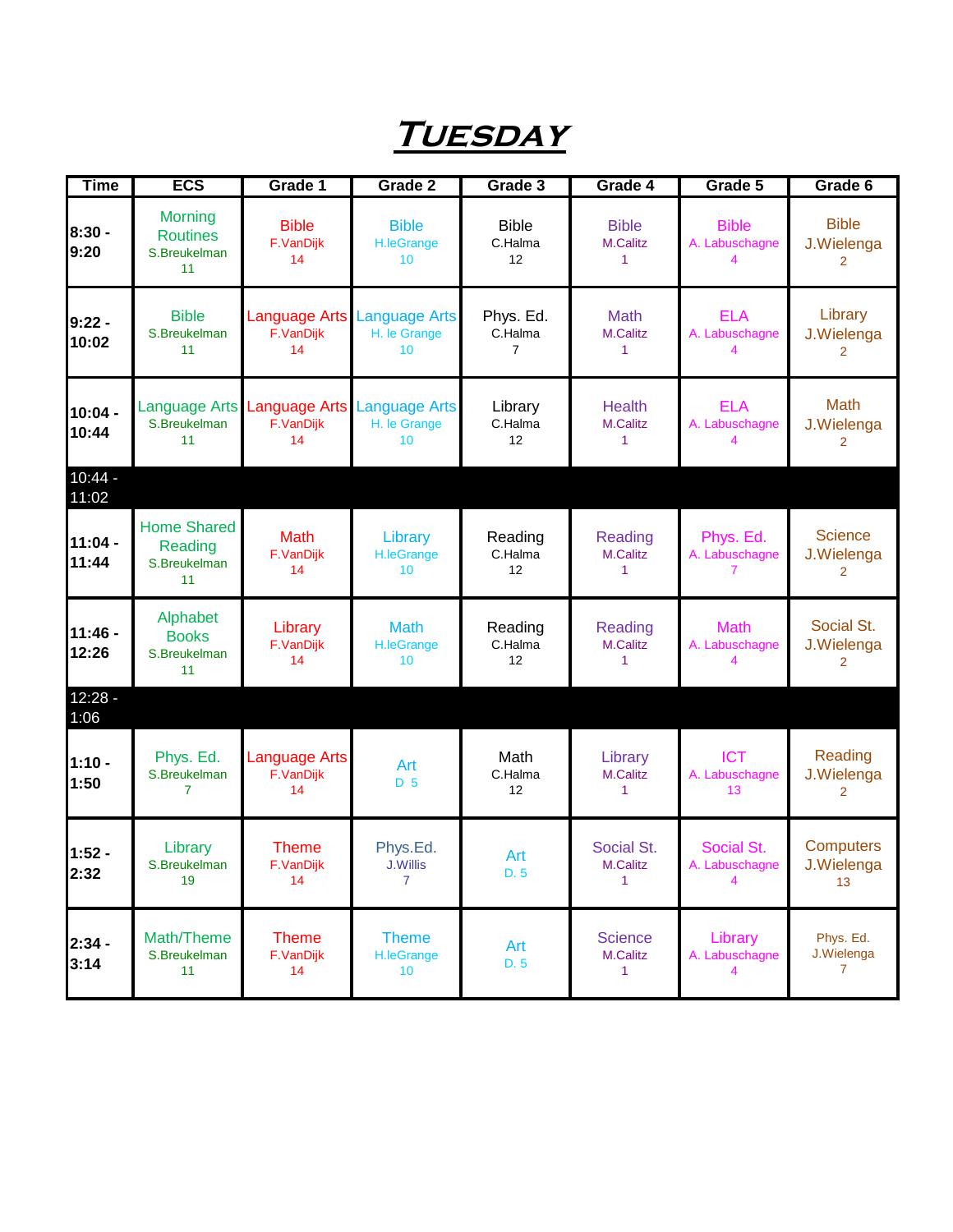# TUESDAY

| Time | ECS | Grade 1 | Grade 2 | Grade 3 | Grade 4 | Grade 5 | Grade 6 |
|---|---|---|---|---|---|---|---|
| 8:30 - 9:20 | Morning Routines S.Breukelman 11 | Bible F.VanDijk 14 | Bible H.leGrange 10 | Bible C.Halma 12 | Bible M.Calitz 1 | Bible A. Labuschagne 4 | Bible J.Wielenga 2 |
| 9:22 - 10:02 | Bible S.Breukelman 11 | Language Arts F.VanDijk 14 | Language Arts H. le Grange 10 | Phys. Ed. C.Halma 7 | Math M.Calitz 1 | ELA A. Labuschagne 4 | Library J.Wielenga 2 |
| 10:04 - 10:44 | Language Arts S.Breukelman 11 | Language Arts F.VanDijk 14 | Language Arts H. le Grange 10 | Library C.Halma 12 | Health M.Calitz 1 | ELA A. Labuschagne 4 | Math J.Wielenga 2 |
| 10:44 - 11:02 | | | | | | | |
| 11:04 - 11:44 | Home Shared Reading S.Breukelman 11 | Math F.VanDijk 14 | Library H.leGrange 10 | Reading C.Halma 12 | Reading M.Calitz 1 | Phys. Ed. A. Labuschagne 7 | Science J.Wielenga 2 |
| 11:46 - 12:26 | Alphabet Books S.Breukelman 11 | Library F.VanDijk 14 | Math H.leGrange 10 | Reading C.Halma 12 | Reading M.Calitz 1 | Math A. Labuschagne 4 | Social St. J.Wielenga 2 |
| 12:28 - 1:06 | | | | | | | |
| 1:10 - 1:50 | Phys. Ed. S.Breukelman 7 | Language Arts F.VanDijk 14 | Art D 5 | Math C.Halma 12 | Library M.Calitz 1 | ICT A. Labuschagne 13 | Reading J.Wielenga 2 |
| 1:52 - 2:32 | Library S.Breukelman 19 | Theme F.VanDijk 14 | Phys.Ed. J.Willis 7 | Art D. 5 | Social St. M.Calitz 1 | Social St. A. Labuschagne 4 | Computers J.Wielenga 13 |
| 2:34 - 3:14 | Math/Theme S.Breukelman 11 | Theme F.VanDijk 14 | Theme H.leGrange 10 | Art D. 5 | Science M.Calitz 1 | Library A. Labuschagne 4 | Phys. Ed. J.Wielenga 7 |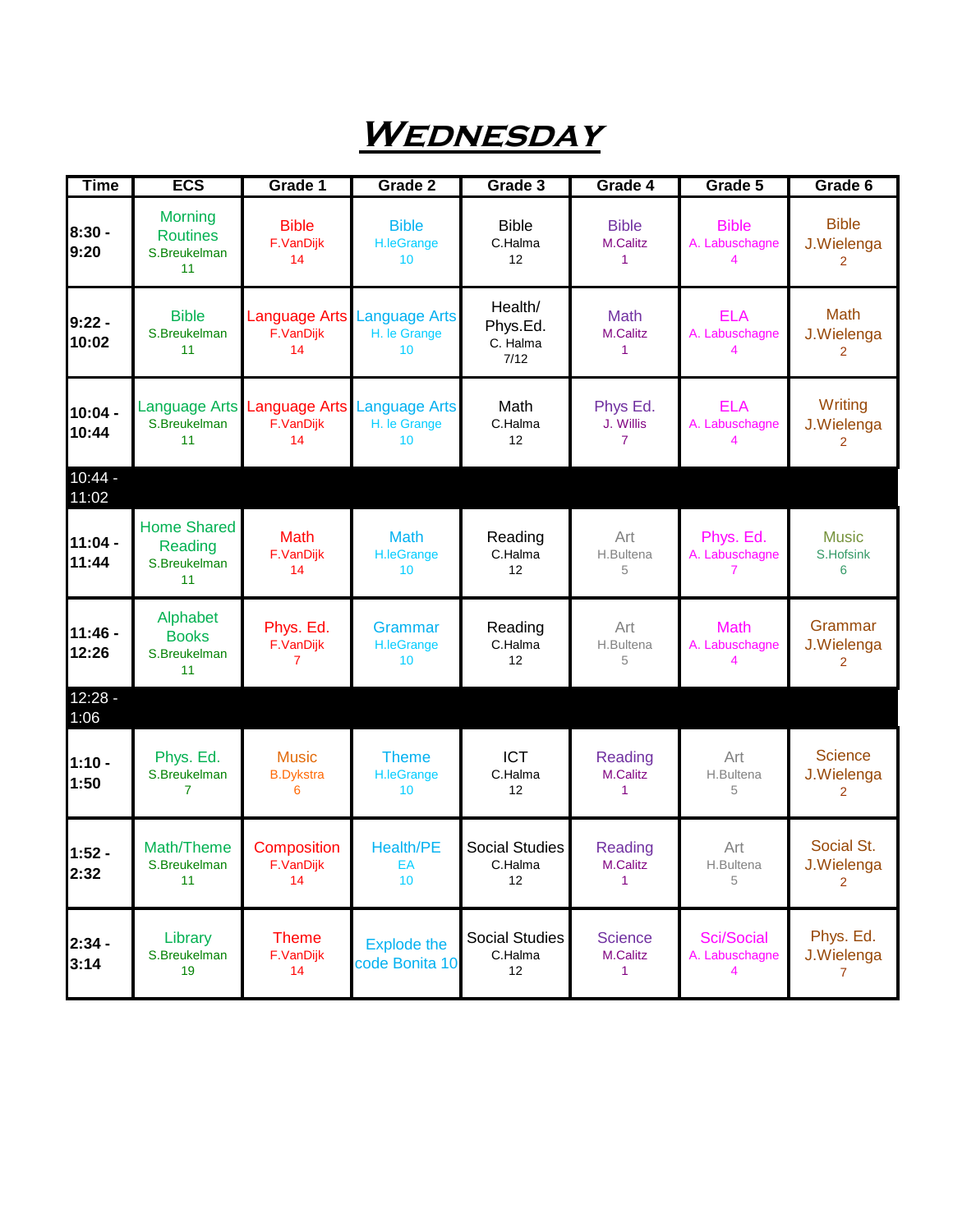# WEDNESDAY

| Time | ECS | Grade 1 | Grade 2 | Grade 3 | Grade 4 | Grade 5 | Grade 6 |
|---|---|---|---|---|---|---|---|
| 8:30 - 9:20 | Morning Routines S.Breukelman 11 | Bible F.VanDijk 14 | Bible H.leGrange 10 | Bible C.Halma 12 | Bible M.Calitz 1 | Bible A. Labuschagne 4 | Bible J.Wielenga 2 |
| 9:22 - 10:02 | Bible S.Breukelman 11 | Language Arts F.VanDijk 14 | Language Arts H. le Grange 10 | Health/ Phys.Ed. C. Halma 7/12 | Math M.Calitz 1 | ELA A. Labuschagne 4 | Math J.Wielenga 2 |
| 10:04 - 10:44 | Language Arts S.Breukelman 11 | Language Arts F.VanDijk 14 | Language Arts H. le Grange 10 | Math C.Halma 12 | Phys Ed. J. Willis 7 | ELA A. Labuschagne 4 | Writing J.Wielenga 2 |
| 10:44 - 11:02 | | | | | | | |
| 11:04 - 11:44 | Home Shared Reading S.Breukelman 11 | Math F.VanDijk 14 | Math H.leGrange 10 | Reading C.Halma 12 | Art H.Bultena 5 | Phys. Ed. A. Labuschagne 7 | Music S.Hofsink 6 |
| 11:46 - 12:26 | Alphabet Books S.Breukelman 11 | Phys. Ed. F.VanDijk 7 | Grammar H.leGrange 10 | Reading C.Halma 12 | Art H.Bultena 5 | Math A. Labuschagne 4 | Grammar J.Wielenga 2 |
| 12:28 - 1:06 | | | | | | | |
| 1:10 - 1:50 | Phys. Ed. S.Breukelman 7 | Music B.Dykstra 6 | Theme H.leGrange 10 | ICT C.Halma 12 | Reading M.Calitz 1 | Art H.Bultena 5 | Science J.Wielenga 2 |
| 1:52 - 2:32 | Math/Theme S.Breukelman 11 | Composition F.VanDijk 14 | Health/PE EA 10 | Social Studies C.Halma 12 | Reading M.Calitz 1 | Art H.Bultena 5 | Social St. J.Wielenga 2 |
| 2:34 - 3:14 | Library S.Breukelman 19 | Theme F.VanDijk 14 | Explode the code Bonita 10 | Social Studies C.Halma 12 | Science M.Calitz 1 | Sci/Social A. Labuschagne 4 | Phys. Ed. J.Wielenga 7 |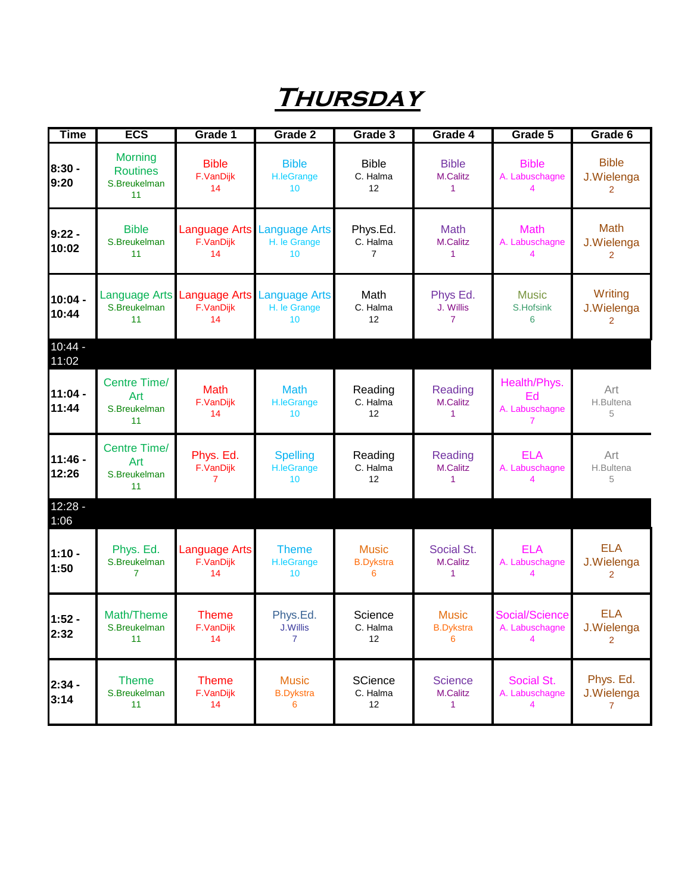# THURSDAY

| Time | ECS | Grade 1 | Grade 2 | Grade 3 | Grade 4 | Grade 5 | Grade 6 |
|---|---|---|---|---|---|---|---|
| 8:30 - 9:20 | Morning Routines S.Breukelman 11 | Bible F.VanDijk 14 | Bible H.leGrange 10 | Bible C. Halma 12 | Bible M.Calitz 1 | Bible A. Labuschagne 4 | Bible J.Wielenga 2 |
| 9:22 - 10:02 | Bible S.Breukelman 11 | Language Arts F.VanDijk 14 | Language Arts H. le Grange 10 | Phys.Ed. C. Halma 7 | Math M.Calitz 1 | Math A. Labuschagne 4 | Math J.Wielenga 2 |
| 10:04 - 10:44 | Language Arts S.Breukelman 11 | Language Arts F.VanDijk 14 | Language Arts H. le Grange 10 | Math C. Halma 12 | Phys Ed. J. Willis 7 | Music S.Hofsink 6 | Writing J.Wielenga 2 |
| 10:44 - 11:02 | | | | | | | |
| 11:04 - 11:44 | Centre Time/ Art S.Breukelman 11 | Math F.VanDijk 14 | Math H.leGrange 10 | Reading C. Halma 12 | Reading M.Calitz 1 | Health/Phys. Ed A. Labuschagne 7 | Art H.Bultena 5 |
| 11:46 - 12:26 | Centre Time/ Art S.Breukelman 11 | Phys. Ed. F.VanDijk 7 | Spelling H.leGrange 10 | Reading C. Halma 12 | Reading M.Calitz 1 | ELA A. Labuschagne 4 | Art H.Bultena 5 |
| 12:28 - 1:06 | | | | | | | |
| 1:10 - 1:50 | Phys. Ed. S.Breukelman 7 | Language Arts F.VanDijk 14 | Theme H.leGrange 10 | Music B.Dykstra 6 | Social St. M.Calitz 1 | ELA A. Labuschagne 4 | ELA J.Wielenga 2 |
| 1:52 - 2:32 | Math/Theme S.Breukelman 11 | Theme F.VanDijk 14 | Phys.Ed. J.Willis 7 | Science C. Halma 12 | Music B.Dykstra 6 | Social/Science A. Labuschagne 4 | ELA J.Wielenga 2 |
| 2:34 - 3:14 | Theme S.Breukelman 11 | Theme F.VanDijk 14 | Music B.Dykstra 6 | SCience C. Halma 12 | Science M.Calitz 1 | Social St. A. Labuschagne 4 | Phys. Ed. J.Wielenga 7 |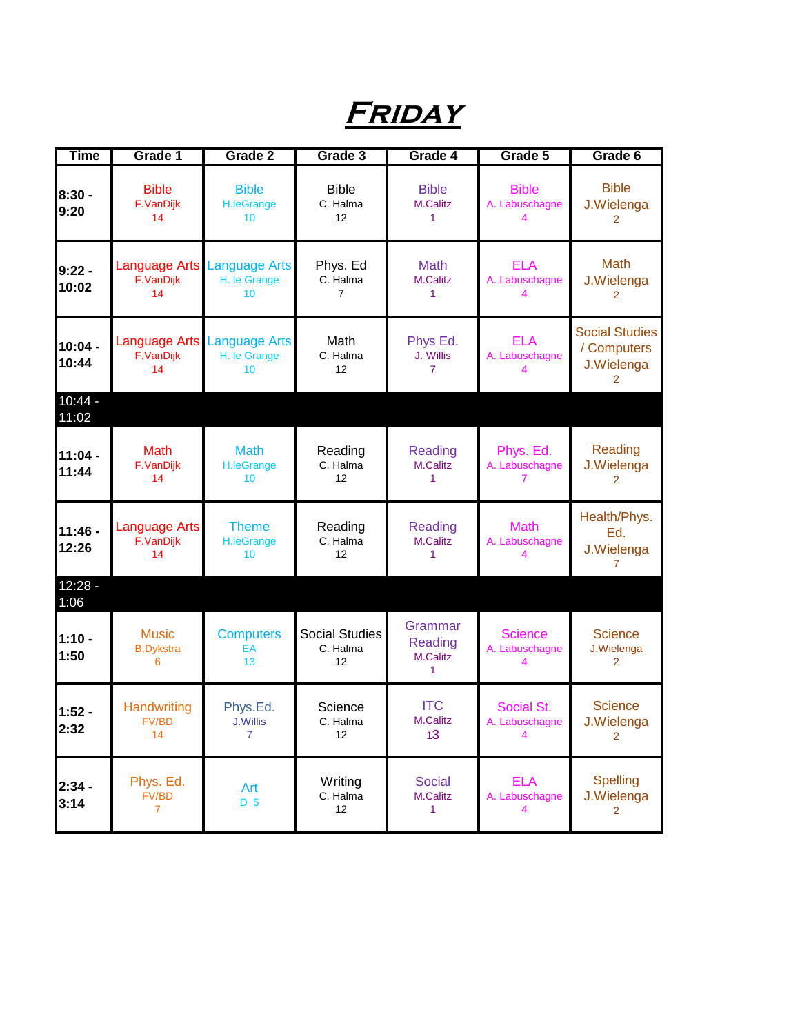# *FRIDAY*

| Time | Grade 1 | Grade 2 | Grade 3 | Grade 4 | Grade 5 | Grade 6 |
|---|---|---|---|---|---|---|
| 8:30 - 9:20 | Bible F.VanDijk 14 | Bible H.leGrange 10 | Bible C. Halma 12 | Bible M.Calitz 1 | Bible A. Labuschagne 4 | Bible J.Wielenga 2 |
| 9:22 - 10:02 | Language Arts F.VanDijk 14 | Language Arts H. le Grange 10 | Phys. Ed C. Halma 7 | Math M.Calitz 1 | ELA A. Labuschagne 4 | Math J.Wielenga 2 |
| 10:04 - 10:44 | Language Arts F.VanDijk 14 | Language Arts H. le Grange 10 | Math C. Halma 12 | Phys Ed. J. Willis 7 | ELA A. Labuschagne 4 | Social Studies / Computers J.Wielenga 2 |
| 10:44 - 11:02 | | | | | | |
| 11:04 - 11:44 | Math F.VanDijk 14 | Math H.leGrange 10 | Reading C. Halma 12 | Reading M.Calitz 1 | Phys. Ed. A. Labuschagne 7 | Reading J.Wielenga 2 |
| 11:46 - 12:26 | Language Arts F.VanDijk 14 | Theme H.leGrange 10 | Reading C. Halma 12 | Reading M.Calitz 1 | Math A. Labuschagne 4 | Health/Phys. Ed. J.Wielenga 7 |
| 12:28 - 1:06 | | | | | | |
| 1:10 - 1:50 | Music B.Dykstra 6 | Computers EA 13 | Social Studies C. Halma 12 | Grammar Reading M.Calitz 1 | Science A. Labuschagne 4 | Science J.Wielenga 2 |
| 1:52 - 2:32 | Handwriting FV/BD 14 | Phys.Ed. J.Willis 7 | Science C. Halma 12 | ITC M.Calitz 13 | Social St. A. Labuschagne 4 | Science J.Wielenga 2 |
| 2:34 - 3:14 | Phys. Ed. FV/BD 7 | Art D 5 | Writing C. Halma 12 | Social M.Calitz 1 | ELA A. Labuschagne 4 | Spelling J.Wielenga 2 |